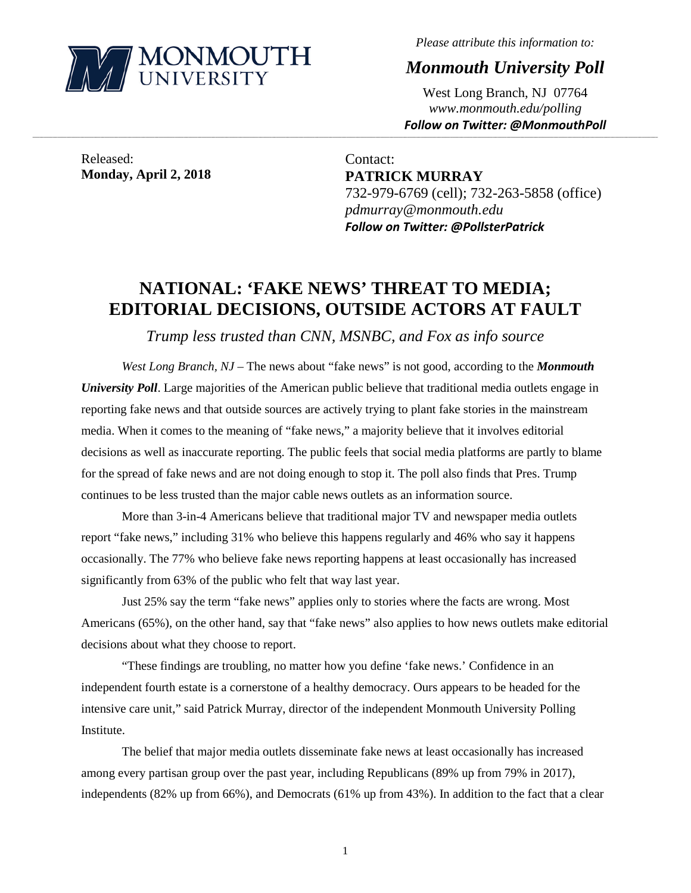MONMOUTH UNIVERSITY

*Please attribute this information to:*

***Monmouth University Poll***

West Long Branch, NJ 07764
*www.monmouth.edu/polling*
***Follow on Twitter: @MonmouthPoll***

Released:
**Monday, April 2, 2018**

Contact:
**PATRICK MURRAY**
732-979-6769 (cell); 732-263-5858 (office)
*pdmurray@monmouth.edu*
***Follow on Twitter: @PollsterPatrick***

# NATIONAL: 'FAKE NEWS' THREAT TO MEDIA; EDITORIAL DECISIONS, OUTSIDE ACTORS AT FAULT

*Trump less trusted than CNN, MSNBC, and Fox as info source*

*West Long Branch, NJ* – The news about "fake news" is not good, according to the ***Monmouth University Poll***. Large majorities of the American public believe that traditional media outlets engage in reporting fake news and that outside sources are actively trying to plant fake stories in the mainstream media. When it comes to the meaning of "fake news," a majority believe that it involves editorial decisions as well as inaccurate reporting. The public feels that social media platforms are partly to blame for the spread of fake news and are not doing enough to stop it. The poll also finds that Pres. Trump continues to be less trusted than the major cable news outlets as an information source.

More than 3-in-4 Americans believe that traditional major TV and newspaper media outlets report "fake news," including 31% who believe this happens regularly and 46% who say it happens occasionally. The 77% who believe fake news reporting happens at least occasionally has increased significantly from 63% of the public who felt that way last year.

Just 25% say the term "fake news" applies only to stories where the facts are wrong. Most Americans (65%), on the other hand, say that "fake news" also applies to how news outlets make editorial decisions about what they choose to report.

"These findings are troubling, no matter how you define 'fake news.' Confidence in an independent fourth estate is a cornerstone of a healthy democracy. Ours appears to be headed for the intensive care unit," said Patrick Murray, director of the independent Monmouth University Polling Institute.

The belief that major media outlets disseminate fake news at least occasionally has increased among every partisan group over the past year, including Republicans (89% up from 79% in 2017), independents (82% up from 66%), and Democrats (61% up from 43%). In addition to the fact that a clear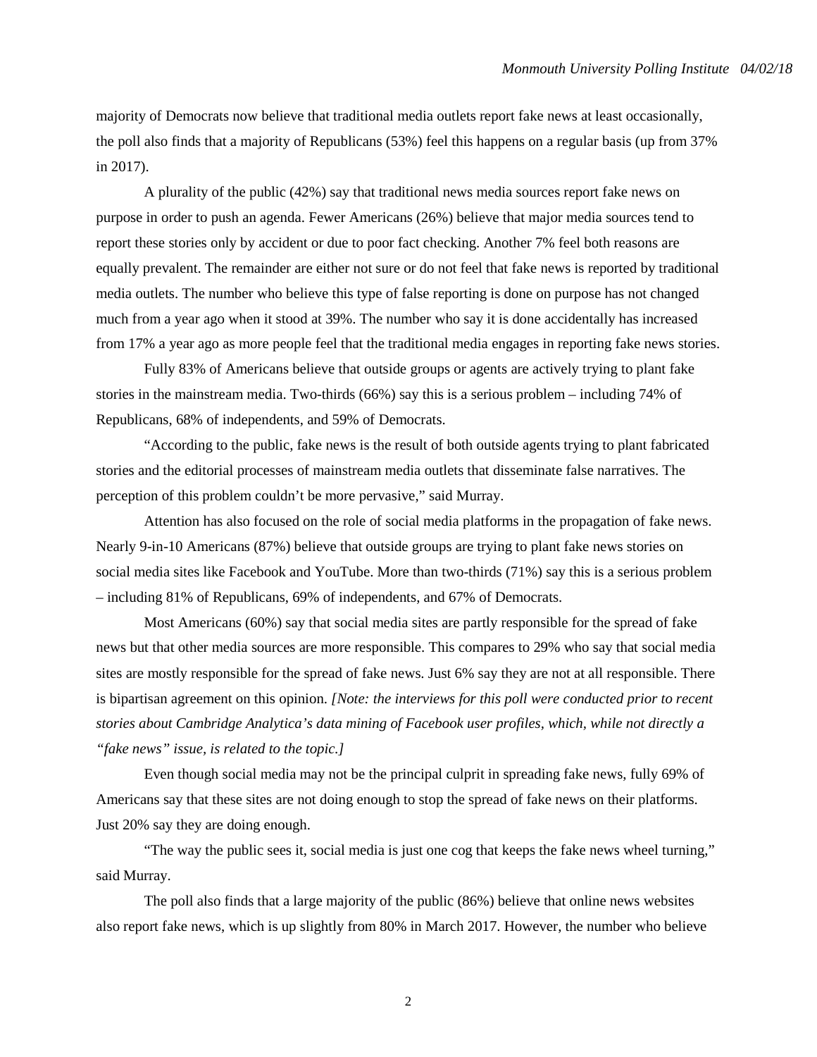majority of Democrats now believe that traditional media outlets report fake news at least occasionally, the poll also finds that a majority of Republicans (53%) feel this happens on a regular basis (up from 37% in 2017).

A plurality of the public (42%) say that traditional news media sources report fake news on purpose in order to push an agenda. Fewer Americans (26%) believe that major media sources tend to report these stories only by accident or due to poor fact checking. Another 7% feel both reasons are equally prevalent. The remainder are either not sure or do not feel that fake news is reported by traditional media outlets. The number who believe this type of false reporting is done on purpose has not changed much from a year ago when it stood at 39%. The number who say it is done accidentally has increased from 17% a year ago as more people feel that the traditional media engages in reporting fake news stories.

Fully 83% of Americans believe that outside groups or agents are actively trying to plant fake stories in the mainstream media. Two-thirds (66%) say this is a serious problem – including 74% of Republicans, 68% of independents, and 59% of Democrats.

"According to the public, fake news is the result of both outside agents trying to plant fabricated stories and the editorial processes of mainstream media outlets that disseminate false narratives. The perception of this problem couldn't be more pervasive," said Murray.

Attention has also focused on the role of social media platforms in the propagation of fake news. Nearly 9-in-10 Americans (87%) believe that outside groups are trying to plant fake news stories on social media sites like Facebook and YouTube. More than two-thirds (71%) say this is a serious problem – including 81% of Republicans, 69% of independents, and 67% of Democrats.

Most Americans (60%) say that social media sites are partly responsible for the spread of fake news but that other media sources are more responsible. This compares to 29% who say that social media sites are mostly responsible for the spread of fake news. Just 6% say they are not at all responsible. There is bipartisan agreement on this opinion. *[Note: the interviews for this poll were conducted prior to recent stories about Cambridge Analytica's data mining of Facebook user profiles, which, while not directly a "fake news" issue, is related to the topic.]*

Even though social media may not be the principal culprit in spreading fake news, fully 69% of Americans say that these sites are not doing enough to stop the spread of fake news on their platforms. Just 20% say they are doing enough.

"The way the public sees it, social media is just one cog that keeps the fake news wheel turning," said Murray.

The poll also finds that a large majority of the public (86%) believe that online news websites also report fake news, which is up slightly from 80% in March 2017. However, the number who believe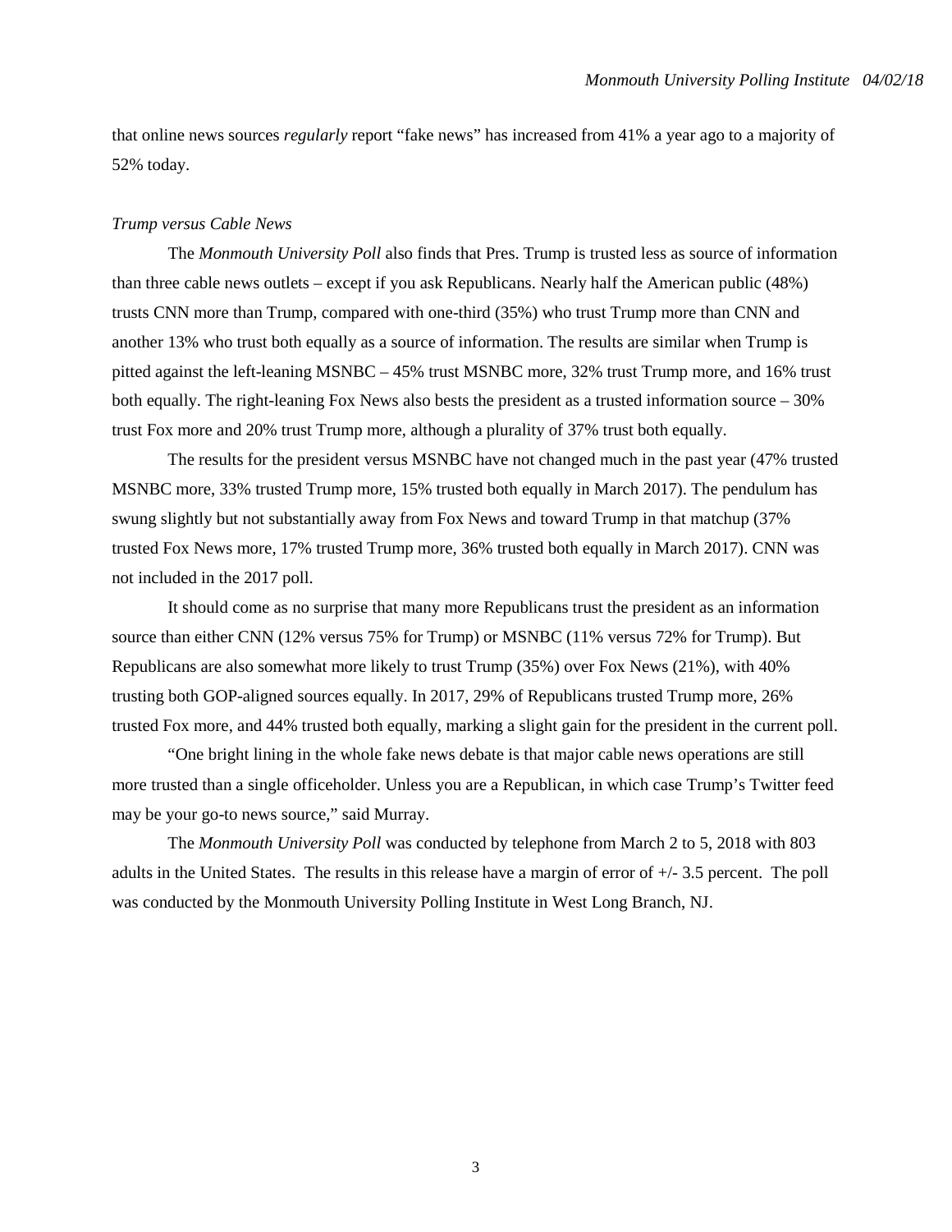that online news sources *regularly* report "fake news" has increased from 41% a year ago to a majority of 52% today.

*Trump versus Cable News*

The *Monmouth University Poll* also finds that Pres. Trump is trusted less as source of information than three cable news outlets – except if you ask Republicans. Nearly half the American public (48%) trusts CNN more than Trump, compared with one-third (35%) who trust Trump more than CNN and another 13% who trust both equally as a source of information. The results are similar when Trump is pitted against the left-leaning MSNBC – 45% trust MSNBC more, 32% trust Trump more, and 16% trust both equally. The right-leaning Fox News also bests the president as a trusted information source – 30% trust Fox more and 20% trust Trump more, although a plurality of 37% trust both equally.

The results for the president versus MSNBC have not changed much in the past year (47% trusted MSNBC more, 33% trusted Trump more, 15% trusted both equally in March 2017). The pendulum has swung slightly but not substantially away from Fox News and toward Trump in that matchup (37% trusted Fox News more, 17% trusted Trump more, 36% trusted both equally in March 2017). CNN was not included in the 2017 poll.

It should come as no surprise that many more Republicans trust the president as an information source than either CNN (12% versus 75% for Trump) or MSNBC (11% versus 72% for Trump). But Republicans are also somewhat more likely to trust Trump (35%) over Fox News (21%), with 40% trusting both GOP-aligned sources equally. In 2017, 29% of Republicans trusted Trump more, 26% trusted Fox more, and 44% trusted both equally, marking a slight gain for the president in the current poll.

"One bright lining in the whole fake news debate is that major cable news operations are still more trusted than a single officeholder. Unless you are a Republican, in which case Trump's Twitter feed may be your go-to news source," said Murray.

The *Monmouth University Poll* was conducted by telephone from March 2 to 5, 2018 with 803 adults in the United States. The results in this release have a margin of error of +/- 3.5 percent. The poll was conducted by the Monmouth University Polling Institute in West Long Branch, NJ.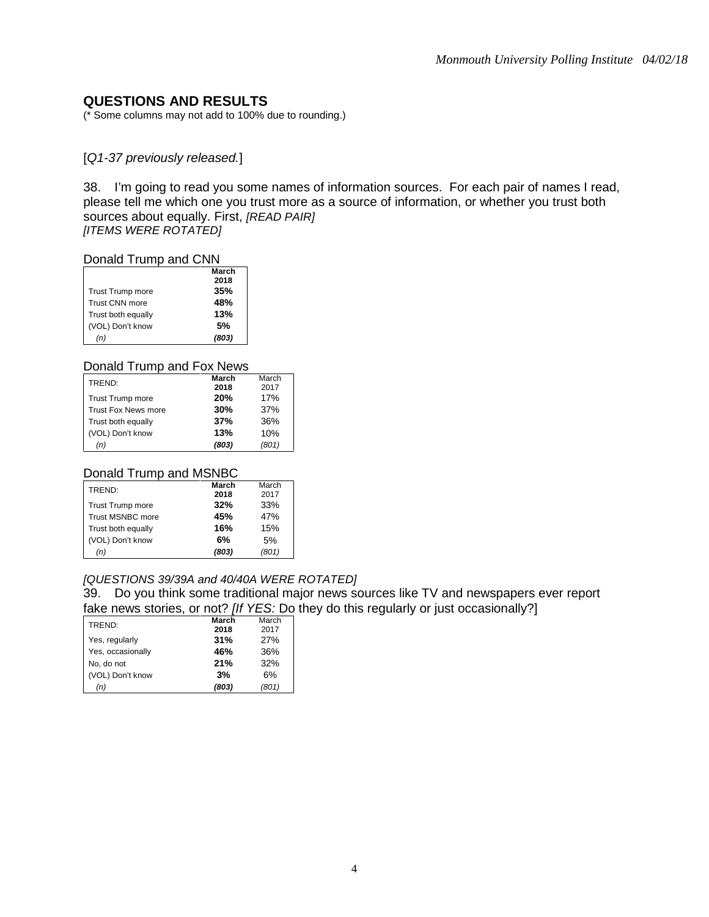## QUESTIONS AND RESULTS

(* Some columns may not add to 100% due to rounding.)

[*Q1-37 previously released.*]

38. I'm going to read you some names of information sources. For each pair of names I read, please tell me which one you trust more as a source of information, or whether you trust both sources about equally. First, *[READ PAIR]*
*[ITEMS WERE ROTATED]*

Donald Trump and CNN

| | **March 2018** |
|---|---|
| Trust Trump more | **35%** |
| Trust CNN more | **48%** |
| Trust both equally | **13%** |
| (VOL) Don't know | **5%** |
| *(n)* | ***(803)*** |

Donald Trump and Fox News

| TREND: | **March 2018** | March 2017 |
|---|---|---|
| Trust Trump more | **20%** | 17% |
| Trust Fox News more | **30%** | 37% |
| Trust both equally | **37%** | 36% |
| (VOL) Don't know | **13%** | 10% |
| *(n)* | ***(803)*** | *(801)* |

Donald Trump and MSNBC

| TREND: | **March 2018** | March 2017 |
|---|---|---|
| Trust Trump more | **32%** | 33% |
| Trust MSNBC more | **45%** | 47% |
| Trust both equally | **16%** | 15% |
| (VOL) Don't know | **6%** | 5% |
| *(n)* | ***(803)*** | *(801)* |

*[QUESTIONS 39/39A and 40/40A WERE ROTATED]*

39. Do you think some traditional major news sources like TV and newspapers ever report fake news stories, or not? *[If YES:* Do they do this regularly or just occasionally?]

| TREND: | **March 2018** | March 2017 |
|---|---|---|
| Yes, regularly | **31%** | 27% |
| Yes, occasionally | **46%** | 36% |
| No, do not | **21%** | 32% |
| (VOL) Don't know | **3%** | 6% |
| *(n)* | ***(803)*** | *(801)* |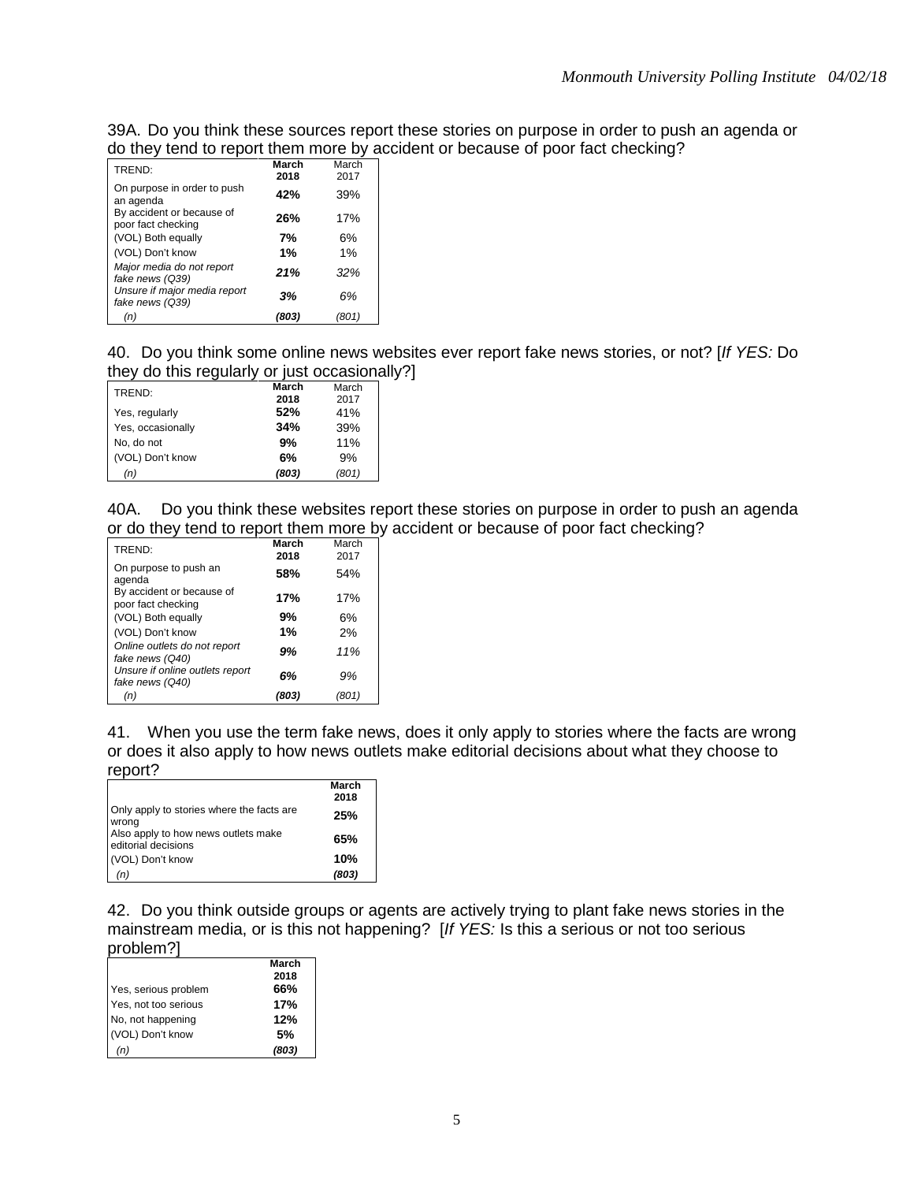39A. Do you think these sources report these stories on purpose in order to push an agenda or do they tend to report them more by accident or because of poor fact checking?

| TREND: | **March 2018** | March 2017 |
|---|---|---|
| On purpose in order to push an agenda | **42%** | 39% |
| By accident or because of poor fact checking | **26%** | 17% |
| (VOL) Both equally | **7%** | 6% |
| (VOL) Don't know | **1%** | 1% |
| *Major media do not report fake news (Q39)* | ***21%*** | *32%* |
| *Unsure if major media report fake news (Q39)* | ***3%*** | *6%* |
| *(n)* | ***(803)*** | *(801)* |

40. Do you think some online news websites ever report fake news stories, or not? [*If YES:* Do they do this regularly or just occasionally?]

| TREND: | **March 2018** | March 2017 |
|---|---|---|
| Yes, regularly | **52%** | 41% |
| Yes, occasionally | **34%** | 39% |
| No, do not | **9%** | 11% |
| (VOL) Don't know | **6%** | 9% |
| *(n)* | ***(803)*** | *(801)* |

40A. Do you think these websites report these stories on purpose in order to push an agenda or do they tend to report them more by accident or because of poor fact checking?

| TREND: | **March 2018** | March 2017 |
|---|---|---|
| On purpose to push an agenda | **58%** | 54% |
| By accident or because of poor fact checking | **17%** | 17% |
| (VOL) Both equally | **9%** | 6% |
| (VOL) Don't know | **1%** | 2% |
| *Online outlets do not report fake news (Q40)* | ***9%*** | *11%* |
| *Unsure if online outlets report fake news (Q40)* | ***6%*** | *9%* |
| *(n)* | ***(803)*** | *(801)* |

41. When you use the term fake news, does it only apply to stories where the facts are wrong or does it also apply to how news outlets make editorial decisions about what they choose to report?

| | **March 2018** |
|---|---|
| Only apply to stories where the facts are wrong | **25%** |
| Also apply to how news outlets make editorial decisions | **65%** |
| (VOL) Don't know | **10%** |
| *(n)* | ***(803)*** |

42. Do you think outside groups or agents are actively trying to plant fake news stories in the mainstream media, or is this not happening? [*If YES:* Is this a serious or not too serious problem?]

| | **March 2018** |
|---|---|
| Yes, serious problem | **66%** |
| Yes, not too serious | **17%** |
| No, not happening | **12%** |
| (VOL) Don't know | **5%** |
| *(n)* | ***(803)*** |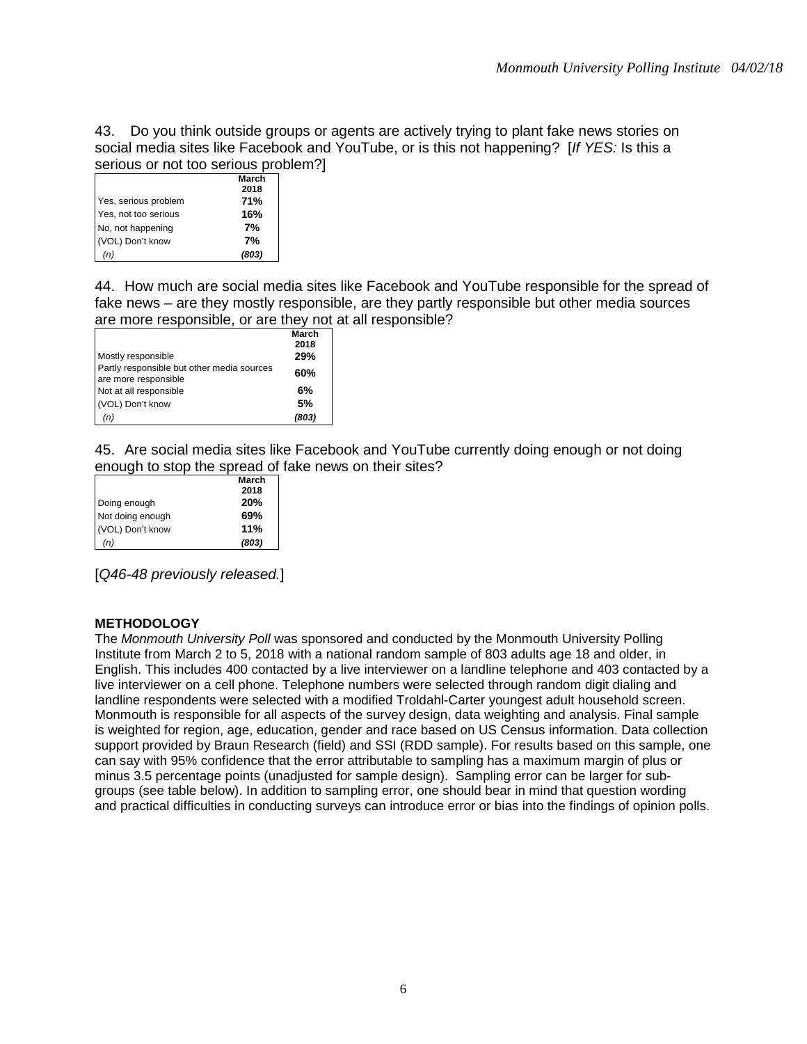43. Do you think outside groups or agents are actively trying to plant fake news stories on social media sites like Facebook and YouTube, or is this not happening? [*If YES:* Is this a serious or not too serious problem?]

| | March 2018 |
|---|---|
| Yes, serious problem | **71%** |
| Yes, not too serious | **16%** |
| No, not happening | **7%** |
| (VOL) Don't know | **7%** |
| *(n)* | ***(803)*** |

44. How much are social media sites like Facebook and YouTube responsible for the spread of fake news – are they mostly responsible, are they partly responsible but other media sources are more responsible, or are they not at all responsible?

| | March 2018 |
|---|---|
| Mostly responsible | **29%** |
| Partly responsible but other media sources are more responsible | **60%** |
| Not at all responsible | **6%** |
| (VOL) Don't know | **5%** |
| *(n)* | ***(803)*** |

45. Are social media sites like Facebook and YouTube currently doing enough or not doing enough to stop the spread of fake news on their sites?

| | March 2018 |
|---|---|
| Doing enough | **20%** |
| Not doing enough | **69%** |
| (VOL) Don't know | **11%** |
| *(n)* | ***(803)*** |

[*Q46-48 previously released.*]

**METHODOLOGY**

The *Monmouth University Poll* was sponsored and conducted by the Monmouth University Polling Institute from March 2 to 5, 2018 with a national random sample of 803 adults age 18 and older, in English. This includes 400 contacted by a live interviewer on a landline telephone and 403 contacted by a live interviewer on a cell phone. Telephone numbers were selected through random digit dialing and landline respondents were selected with a modified Troldahl-Carter youngest adult household screen. Monmouth is responsible for all aspects of the survey design, data weighting and analysis. Final sample is weighted for region, age, education, gender and race based on US Census information. Data collection support provided by Braun Research (field) and SSI (RDD sample). For results based on this sample, one can say with 95% confidence that the error attributable to sampling has a maximum margin of plus or minus 3.5 percentage points (unadjusted for sample design). Sampling error can be larger for sub-groups (see table below). In addition to sampling error, one should bear in mind that question wording and practical difficulties in conducting surveys can introduce error or bias into the findings of opinion polls.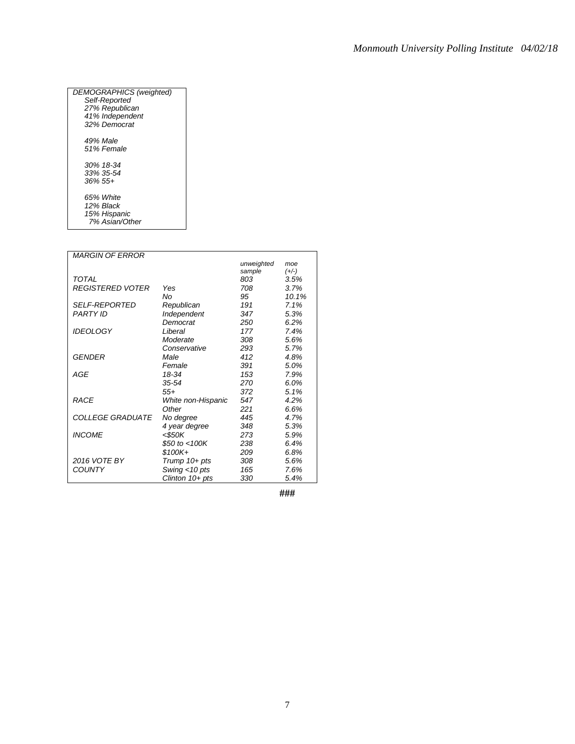*DEMOGRAPHICS (weighted)*
*Self-Reported*
*27% Republican*
*41% Independent*
*32% Democrat*

*49% Male*
*51% Female*

*30% 18-34*
*33% 35-54*
*36% 55+*

*65% White*
*12% Black*
*15% Hispanic*
*7% Asian/Other*

| *MARGIN OF ERROR* | | *unweighted sample* | *moe (+/-)* |
|---|---|---|---|
| *TOTAL* | | *803* | *3.5%* |
| *REGISTERED VOTER* | *Yes* | *708* | *3.7%* |
| | *No* | *95* | *10.1%* |
| *SELF-REPORTED PARTY ID* | *Republican* | *191* | *7.1%* |
| | *Independent* | *347* | *5.3%* |
| | *Democrat* | *250* | *6.2%* |
| *IDEOLOGY* | *Liberal* | *177* | *7.4%* |
| | *Moderate* | *308* | *5.6%* |
| | *Conservative* | *293* | *5.7%* |
| *GENDER* | *Male* | *412* | *4.8%* |
| | *Female* | *391* | *5.0%* |
| *AGE* | *18-34* | *153* | *7.9%* |
| | *35-54* | *270* | *6.0%* |
| | *55+* | *372* | *5.1%* |
| *RACE* | *White non-Hispanic* | *547* | *4.2%* |
| | *Other* | *221* | *6.6%* |
| *COLLEGE GRADUATE* | *No degree* | *445* | *4.7%* |
| | *4 year degree* | *348* | *5.3%* |
| *INCOME* | *<$50K* | *273* | *5.9%* |
| | *$50 to <100K* | *238* | *6.4%* |
| | *$100K+* | *209* | *6.8%* |
| *2016 VOTE BY COUNTY* | *Trump 10+ pts* | *308* | *5.6%* |
| | *Swing <10 pts* | *165* | *7.6%* |
| | *Clinton 10+ pts* | *330* | *5.4%* |

###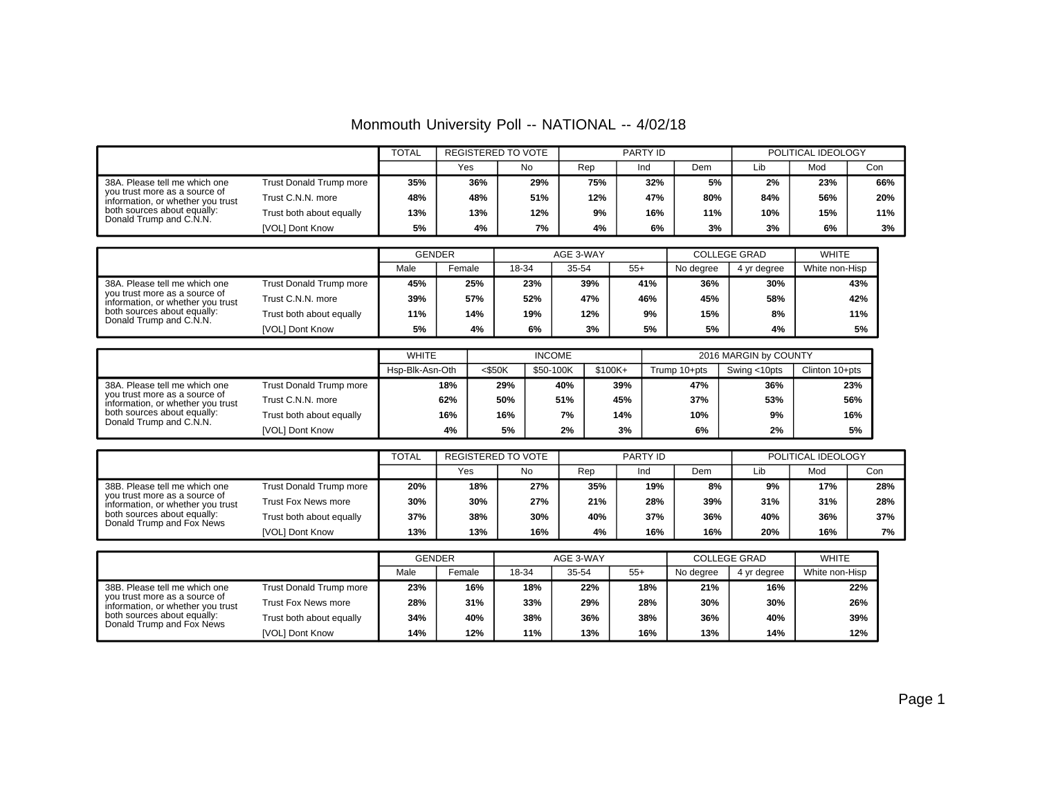# Monmouth University Poll -- NATIONAL -- 4/02/18

| | | TOTAL | REGISTERED TO VOTE | | PARTY ID | | | POLITICAL IDEOLOGY | | |
|---|---|---|---|---|---|---|---|---|---|---|
| | | | Yes | No | Rep | Ind | Dem | Lib | Mod | Con |
| 38A. Please tell me which one you trust more as a source of information, or whether you trust both sources about equally: Donald Trump and C.N.N. | Trust Donald Trump more | 35% | 36% | 29% | 75% | 32% | 5% | 2% | 23% | 66% |
| | Trust C.N.N. more | 48% | 48% | 51% | 12% | 47% | 80% | 84% | 56% | 20% |
| | Trust both about equally | 13% | 13% | 12% | 9% | 16% | 11% | 10% | 15% | 11% |
| | [VOL] Dont Know | 5% | 4% | 7% | 4% | 6% | 3% | 3% | 6% | 3% |

| | | GENDER | | AGE 3-WAY | | | COLLEGE GRAD | | WHITE |
|---|---|---|---|---|---|---|---|---|---|
| | | Male | Female | 18-34 | 35-54 | 55+ | No degree | 4 yr degree | White non-Hisp |
| 38A. Please tell me which one you trust more as a source of information, or whether you trust both sources about equally: Donald Trump and C.N.N. | Trust Donald Trump more | 45% | 25% | 23% | 39% | 41% | 36% | 30% | 43% |
| | Trust C.N.N. more | 39% | 57% | 52% | 47% | 46% | 45% | 58% | 42% |
| | Trust both about equally | 11% | 14% | 19% | 12% | 9% | 15% | 8% | 11% |
| | [VOL] Dont Know | 5% | 4% | 6% | 3% | 5% | 5% | 4% | 5% |

| | | WHITE | INCOME | | | 2016 MARGIN by COUNTY | | |
|---|---|---|---|---|---|---|---|---|
| | | Hsp-Blk-Asn-Oth | <$50K | $50-100K | $100K+ | Trump 10+pts | Swing <10pts | Clinton 10+pts |
| 38A. Please tell me which one you trust more as a source of information, or whether you trust both sources about equally: Donald Trump and C.N.N. | Trust Donald Trump more | 18% | 29% | 40% | 39% | 47% | 36% | 23% |
| | Trust C.N.N. more | 62% | 50% | 51% | 45% | 37% | 53% | 56% |
| | Trust both about equally | 16% | 16% | 7% | 14% | 10% | 9% | 16% |
| | [VOL] Dont Know | 4% | 5% | 2% | 3% | 6% | 2% | 5% |

| | | TOTAL | REGISTERED TO VOTE | | PARTY ID | | | POLITICAL IDEOLOGY | | |
|---|---|---|---|---|---|---|---|---|---|---|
| | | | Yes | No | Rep | Ind | Dem | Lib | Mod | Con |
| 38B. Please tell me which one you trust more as a source of information, or whether you trust both sources about equally: Donald Trump and Fox News | Trust Donald Trump more | 20% | 18% | 27% | 35% | 19% | 8% | 9% | 17% | 28% |
| | Trust Fox News more | 30% | 30% | 27% | 21% | 28% | 39% | 31% | 31% | 28% |
| | Trust both about equally | 37% | 38% | 30% | 40% | 37% | 36% | 40% | 36% | 37% |
| | [VOL] Dont Know | 13% | 13% | 16% | 4% | 16% | 16% | 20% | 16% | 7% |

| | | GENDER | | AGE 3-WAY | | | COLLEGE GRAD | | WHITE |
|---|---|---|---|---|---|---|---|---|---|
| | | Male | Female | 18-34 | 35-54 | 55+ | No degree | 4 yr degree | White non-Hisp |
| 38B. Please tell me which one you trust more as a source of information, or whether you trust both sources about equally: Donald Trump and Fox News | Trust Donald Trump more | 23% | 16% | 18% | 22% | 18% | 21% | 16% | 22% |
| | Trust Fox News more | 28% | 31% | 33% | 29% | 28% | 30% | 30% | 26% |
| | Trust both about equally | 34% | 40% | 38% | 36% | 38% | 36% | 40% | 39% |
| | [VOL] Dont Know | 14% | 12% | 11% | 13% | 16% | 13% | 14% | 12% |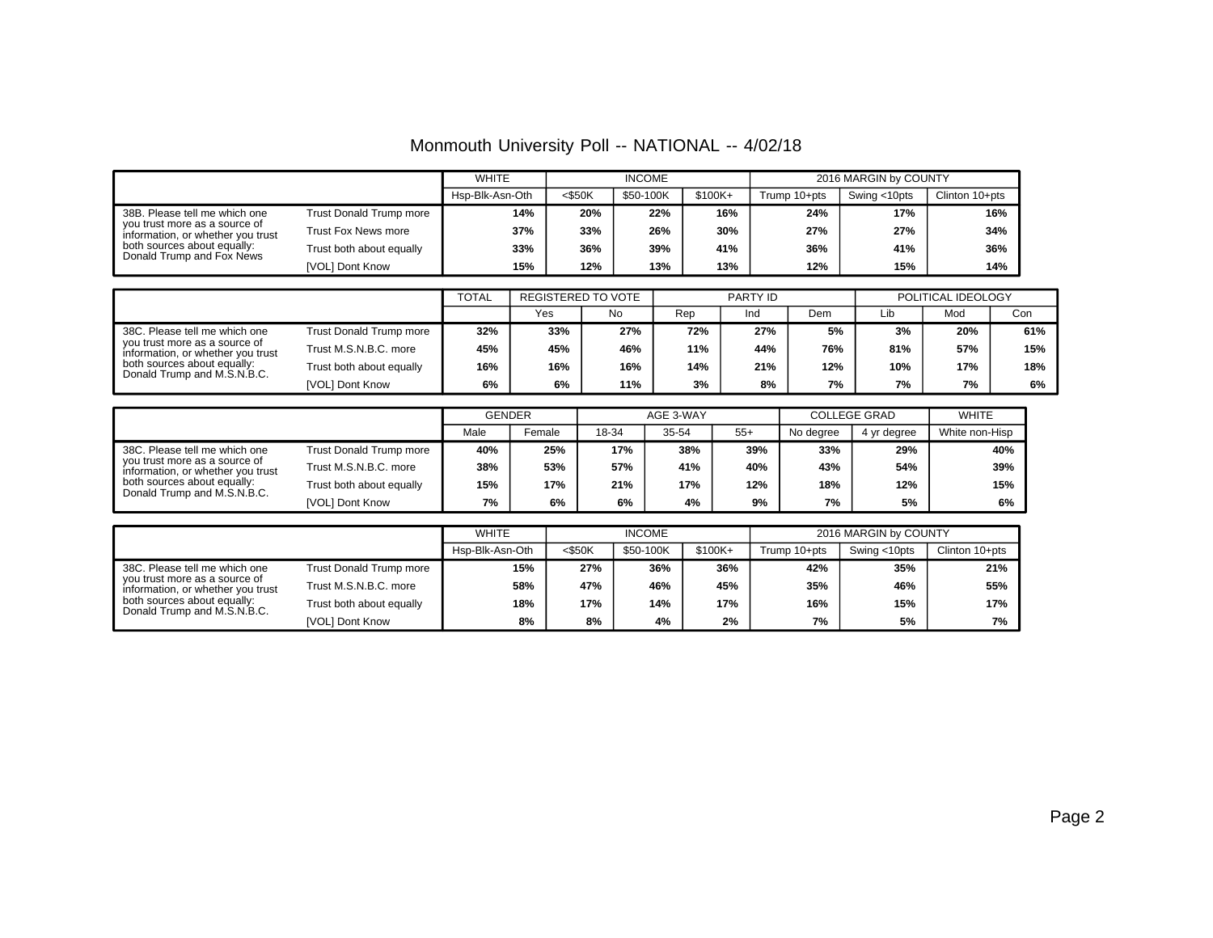# Monmouth University Poll -- NATIONAL -- 4/02/18

| | | WHITE | INCOME | | | 2016 MARGIN by COUNTY | | |
|---|---|---|---|---|---|---|---|---|
| | | Hsp-Blk-Asn-Oth | <$50K | $50-100K | $100K+ | Trump 10+pts | Swing <10pts | Clinton 10+pts |
| 38B. Please tell me which one you trust more as a source of information, or whether you trust both sources about equally: Donald Trump and Fox News | Trust Donald Trump more | 14% | 20% | 22% | 16% | 24% | 17% | 16% |
| | Trust Fox News more | 37% | 33% | 26% | 30% | 27% | 27% | 34% |
| | Trust both about equally | 33% | 36% | 39% | 41% | 36% | 41% | 36% |
| | [VOL] Dont Know | 15% | 12% | 13% | 13% | 12% | 15% | 14% |

| | | TOTAL | REGISTERED TO VOTE | | PARTY ID | | | POLITICAL IDEOLOGY | | |
|---|---|---|---|---|---|---|---|---|---|---|
| | | | Yes | No | Rep | Ind | Dem | Lib | Mod | Con |
| 38C. Please tell me which one you trust more as a source of information, or whether you trust both sources about equally: Donald Trump and M.S.N.B.C. | Trust Donald Trump more | 32% | 33% | 27% | 72% | 27% | 5% | 3% | 20% | 61% |
| | Trust M.S.N.B.C. more | 45% | 45% | 46% | 11% | 44% | 76% | 81% | 57% | 15% |
| | Trust both about equally | 16% | 16% | 16% | 14% | 21% | 12% | 10% | 17% | 18% |
| | [VOL] Dont Know | 6% | 6% | 11% | 3% | 8% | 7% | 7% | 7% | 6% |

| | | GENDER | | AGE 3-WAY | | | COLLEGE GRAD | | WHITE |
|---|---|---|---|---|---|---|---|---|---|
| | | Male | Female | 18-34 | 35-54 | 55+ | No degree | 4 yr degree | White non-Hisp |
| 38C. Please tell me which one you trust more as a source of information, or whether you trust both sources about equally: Donald Trump and M.S.N.B.C. | Trust Donald Trump more | 40% | 25% | 17% | 38% | 39% | 33% | 29% | 40% |
| | Trust M.S.N.B.C. more | 38% | 53% | 57% | 41% | 40% | 43% | 54% | 39% |
| | Trust both about equally | 15% | 17% | 21% | 17% | 12% | 18% | 12% | 15% |
| | [VOL] Dont Know | 7% | 6% | 6% | 4% | 9% | 7% | 5% | 6% |

| | | WHITE | INCOME | | | 2016 MARGIN by COUNTY | | |
|---|---|---|---|---|---|---|---|---|
| | | Hsp-Blk-Asn-Oth | <$50K | $50-100K | $100K+ | Trump 10+pts | Swing <10pts | Clinton 10+pts |
| 38C. Please tell me which one you trust more as a source of information, or whether you trust both sources about equally: Donald Trump and M.S.N.B.C. | Trust Donald Trump more | 15% | 27% | 36% | 36% | 42% | 35% | 21% |
| | Trust M.S.N.B.C. more | 58% | 47% | 46% | 45% | 35% | 46% | 55% |
| | Trust both about equally | 18% | 17% | 14% | 17% | 16% | 15% | 17% |
| | [VOL] Dont Know | 8% | 8% | 4% | 2% | 7% | 5% | 7% |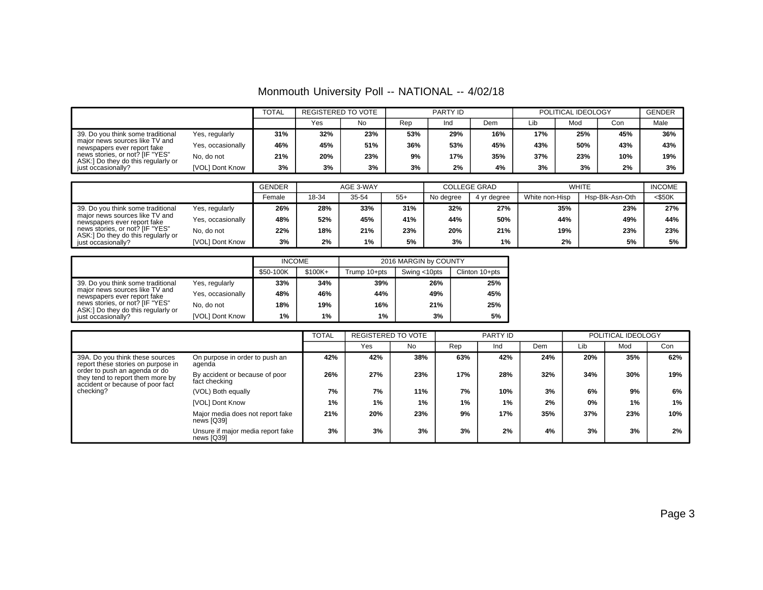Monmouth University Poll -- NATIONAL -- 4/02/18

| | | TOTAL | REGISTERED TO VOTE | | PARTY ID | | | POLITICAL IDEOLOGY | | | GENDER |
|---|---|---|---|---|---|---|---|---|---|---|---|
| | | | Yes | No | Rep | Ind | Dem | Lib | Mod | Con | Male |
| 39. Do you think some traditional major news sources like TV and newspapers ever report fake news stories, or not? [IF "YES" ASK:] Do they do this regularly or just occasionally? | Yes, regularly | 31% | 32% | 23% | 53% | 29% | 16% | 17% | 25% | 45% | 36% |
| | Yes, occasionally | 46% | 45% | 51% | 36% | 53% | 45% | 43% | 50% | 43% | 43% |
| | No, do not | 21% | 20% | 23% | 9% | 17% | 35% | 37% | 23% | 10% | 19% |
| | [VOL] Dont Know | 3% | 3% | 3% | 3% | 2% | 4% | 3% | 3% | 2% | 3% |

| | | GENDER | AGE 3-WAY | | | COLLEGE GRAD | | WHITE | | INCOME |
|---|---|---|---|---|---|---|---|---|---|---|
| | | Female | 18-34 | 35-54 | 55+ | No degree | 4 yr degree | White non-Hisp | Hsp-Blk-Asn-Oth | <$50K |
| 39. Do you think some traditional major news sources like TV and newspapers ever report fake news stories, or not? [IF "YES" ASK:] Do they do this regularly or just occasionally? | Yes, regularly | 26% | 28% | 33% | 31% | 32% | 27% | 35% | 23% | 27% |
| | Yes, occasionally | 48% | 52% | 45% | 41% | 44% | 50% | 44% | 49% | 44% |
| | No, do not | 22% | 18% | 21% | 23% | 20% | 21% | 19% | 23% | 23% |
| | [VOL] Dont Know | 3% | 2% | 1% | 5% | 3% | 1% | 2% | 5% | 5% |

| | | INCOME | | 2016 MARGIN by COUNTY | | |
|---|---|---|---|---|---|---|
| | | $50-100K | $100K+ | Trump 10+pts | Swing <10pts | Clinton 10+pts |
| 39. Do you think some traditional major news sources like TV and newspapers ever report fake news stories, or not? [IF "YES" ASK:] Do they do this regularly or just occasionally? | Yes, regularly | 33% | 34% | 39% | 26% | 25% |
| | Yes, occasionally | 48% | 46% | 44% | 49% | 45% |
| | No, do not | 18% | 19% | 16% | 21% | 25% |
| | [VOL] Dont Know | 1% | 1% | 1% | 3% | 5% |

| | | TOTAL | REGISTERED TO VOTE | | PARTY ID | | | POLITICAL IDEOLOGY | | |
|---|---|---|---|---|---|---|---|---|---|---|
| | | | Yes | No | Rep | Ind | Dem | Lib | Mod | Con |
| 39A. Do you think these sources report these stories on purpose in order to push an agenda or do they tend to report them more by accident or because of poor fact checking? | On purpose in order to push an agenda | 42% | 42% | 38% | 63% | 42% | 24% | 20% | 35% | 62% |
| | By accident or because of poor fact checking | 26% | 27% | 23% | 17% | 28% | 32% | 34% | 30% | 19% |
| | (VOL) Both equally | 7% | 7% | 11% | 7% | 10% | 3% | 6% | 9% | 6% |
| | [VOL] Dont Know | 1% | 1% | 1% | 1% | 1% | 2% | 0% | 1% | 1% |
| | Major media does not report fake news [Q39] | 21% | 20% | 23% | 9% | 17% | 35% | 37% | 23% | 10% |
| | Unsure if major media report fake news [Q39] | 3% | 3% | 3% | 3% | 2% | 4% | 3% | 3% | 2% |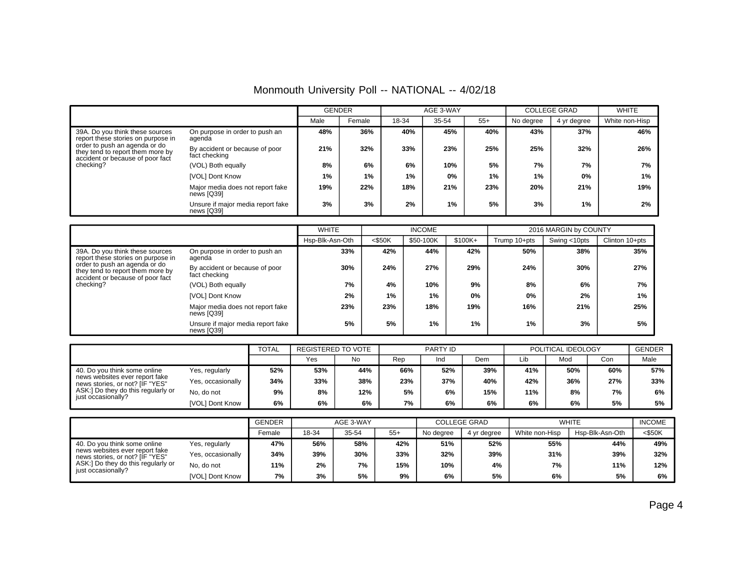# Monmouth University Poll -- NATIONAL -- 4/02/18

| | | GENDER | | AGE 3-WAY | | | COLLEGE GRAD | | WHITE |
|---|---|---|---|---|---|---|---|---|---|
| | | Male | Female | 18-34 | 35-54 | 55+ | No degree | 4 yr degree | White non-Hisp |
| 39A. Do you think these sources report these stories on purpose in order to push an agenda or do they tend to report them more by accident or because of poor fact checking? | On purpose in order to push an agenda | 48% | 36% | 40% | 45% | 40% | 43% | 37% | 46% |
| | By accident or because of poor fact checking | 21% | 32% | 33% | 23% | 25% | 25% | 32% | 26% |
| | (VOL) Both equally | 8% | 6% | 6% | 10% | 5% | 7% | 7% | 7% |
| | [VOL] Dont Know | 1% | 1% | 1% | 0% | 1% | 1% | 0% | 1% |
| | Major media does not report fake news [Q39] | 19% | 22% | 18% | 21% | 23% | 20% | 21% | 19% |
| | Unsure if major media report fake news [Q39] | 3% | 3% | 2% | 1% | 5% | 3% | 1% | 2% |

| | | WHITE | INCOME | | | 2016 MARGIN by COUNTY | | |
|---|---|---|---|---|---|---|---|---|
| | | Hsp-Blk-Asn-Oth | <$50K | $50-100K | $100K+ | Trump 10+pts | Swing <10pts | Clinton 10+pts |
| 39A. Do you think these sources report these stories on purpose in order to push an agenda or do they tend to report them more by accident or because of poor fact checking? | On purpose in order to push an agenda | 33% | 42% | 44% | 42% | 50% | 38% | 35% |
| | By accident or because of poor fact checking | 30% | 24% | 27% | 29% | 24% | 30% | 27% |
| | (VOL) Both equally | 7% | 4% | 10% | 9% | 8% | 6% | 7% |
| | [VOL] Dont Know | 2% | 1% | 1% | 0% | 0% | 2% | 1% |
| | Major media does not report fake news [Q39] | 23% | 23% | 18% | 19% | 16% | 21% | 25% |
| | Unsure if major media report fake news [Q39] | 5% | 5% | 1% | 1% | 1% | 3% | 5% |

| | | TOTAL | REGISTERED TO VOTE | | PARTY ID | | | POLITICAL IDEOLOGY | | | GENDER |
|---|---|---|---|---|---|---|---|---|---|---|---|
| | | | Yes | No | Rep | Ind | Dem | Lib | Mod | Con | Male |
| 40. Do you think some online news websites ever report fake news stories, or not? [IF "YES" ASK:] Do they do this regularly or just occasionally? | Yes, regularly | 52% | 53% | 44% | 66% | 52% | 39% | 41% | 50% | 60% | 57% |
| | Yes, occasionally | 34% | 33% | 38% | 23% | 37% | 40% | 42% | 36% | 27% | 33% |
| | No, do not | 9% | 8% | 12% | 5% | 6% | 15% | 11% | 8% | 7% | 6% |
| | [VOL] Dont Know | 6% | 6% | 6% | 7% | 6% | 6% | 6% | 6% | 5% | 5% |

| | | GENDER | AGE 3-WAY | | | COLLEGE GRAD | | WHITE | | INCOME |
|---|---|---|---|---|---|---|---|---|---|---|
| | | Female | 18-34 | 35-54 | 55+ | No degree | 4 yr degree | White non-Hisp | Hsp-Blk-Asn-Oth | <$50K |
| 40. Do you think some online news websites ever report fake news stories, or not? [IF "YES" ASK:] Do they do this regularly or just occasionally? | Yes, regularly | 47% | 56% | 58% | 42% | 51% | 52% | 55% | 44% | 49% |
| | Yes, occasionally | 34% | 39% | 30% | 33% | 32% | 39% | 31% | 39% | 32% |
| | No, do not | 11% | 2% | 7% | 15% | 10% | 4% | 7% | 11% | 12% |
| | [VOL] Dont Know | 7% | 3% | 5% | 9% | 6% | 5% | 6% | 5% | 6% |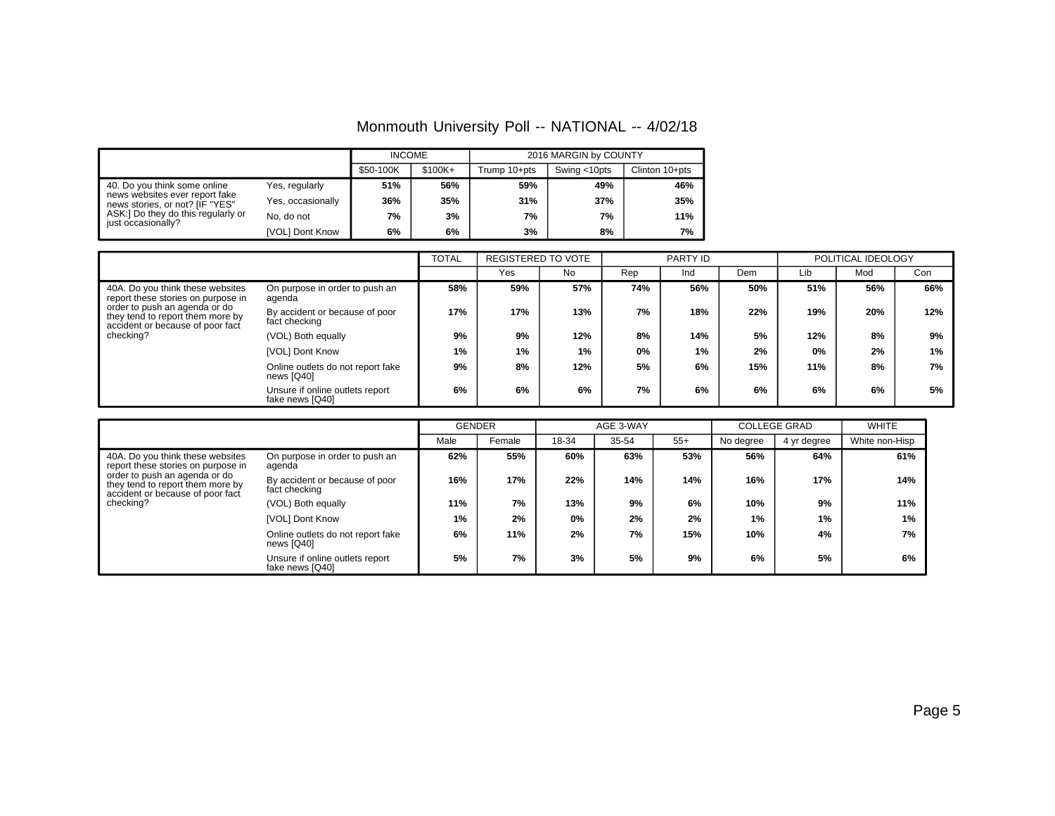# Monmouth University Poll -- NATIONAL -- 4/02/18

| | | INCOME | | 2016 MARGIN by COUNTY | | |
|---|---|---|---|---|---|---|
| | | $50-100K | $100K+ | Trump 10+pts | Swing <10pts | Clinton 10+pts |
| 40. Do you think some online news websites ever report fake news stories, or not? [IF "YES" ASK:] Do they do this regularly or just occasionally? | Yes, regularly | 51% | 56% | 59% | 49% | 46% |
| | Yes, occasionally | 36% | 35% | 31% | 37% | 35% |
| | No, do not | 7% | 3% | 7% | 7% | 11% |
| | [VOL] Dont Know | 6% | 6% | 3% | 8% | 7% |

| | | TOTAL | REGISTERED TO VOTE | | PARTY ID | | | POLITICAL IDEOLOGY | | |
|---|---|---|---|---|---|---|---|---|---|---|
| | | | Yes | No | Rep | Ind | Dem | Lib | Mod | Con |
| 40A. Do you think these websites report these stories on purpose in order to push an agenda or do they tend to report them more by accident or because of poor fact checking? | On purpose in order to push an agenda | 58% | 59% | 57% | 74% | 56% | 50% | 51% | 56% | 66% |
| | By accident or because of poor fact checking | 17% | 17% | 13% | 7% | 18% | 22% | 19% | 20% | 12% |
| | (VOL) Both equally | 9% | 9% | 12% | 8% | 14% | 5% | 12% | 8% | 9% |
| | [VOL] Dont Know | 1% | 1% | 1% | 0% | 1% | 2% | 0% | 2% | 1% |
| | Online outlets do not report fake news [Q40] | 9% | 8% | 12% | 5% | 6% | 15% | 11% | 8% | 7% |
| | Unsure if online outlets report fake news [Q40] | 6% | 6% | 6% | 7% | 6% | 6% | 6% | 6% | 5% |

| | | GENDER | | AGE 3-WAY | | | COLLEGE GRAD | | WHITE |
|---|---|---|---|---|---|---|---|---|---|
| | | Male | Female | 18-34 | 35-54 | 55+ | No degree | 4 yr degree | White non-Hisp |
| 40A. Do you think these websites report these stories on purpose in order to push an agenda or do they tend to report them more by accident or because of poor fact checking? | On purpose in order to push an agenda | 62% | 55% | 60% | 63% | 53% | 56% | 64% | 61% |
| | By accident or because of poor fact checking | 16% | 17% | 22% | 14% | 14% | 16% | 17% | 14% |
| | (VOL) Both equally | 11% | 7% | 13% | 9% | 6% | 10% | 9% | 11% |
| | [VOL] Dont Know | 1% | 2% | 0% | 2% | 2% | 1% | 1% | 1% |
| | Online outlets do not report fake news [Q40] | 6% | 11% | 2% | 7% | 15% | 10% | 4% | 7% |
| | Unsure if online outlets report fake news [Q40] | 5% | 7% | 3% | 5% | 9% | 6% | 5% | 6% |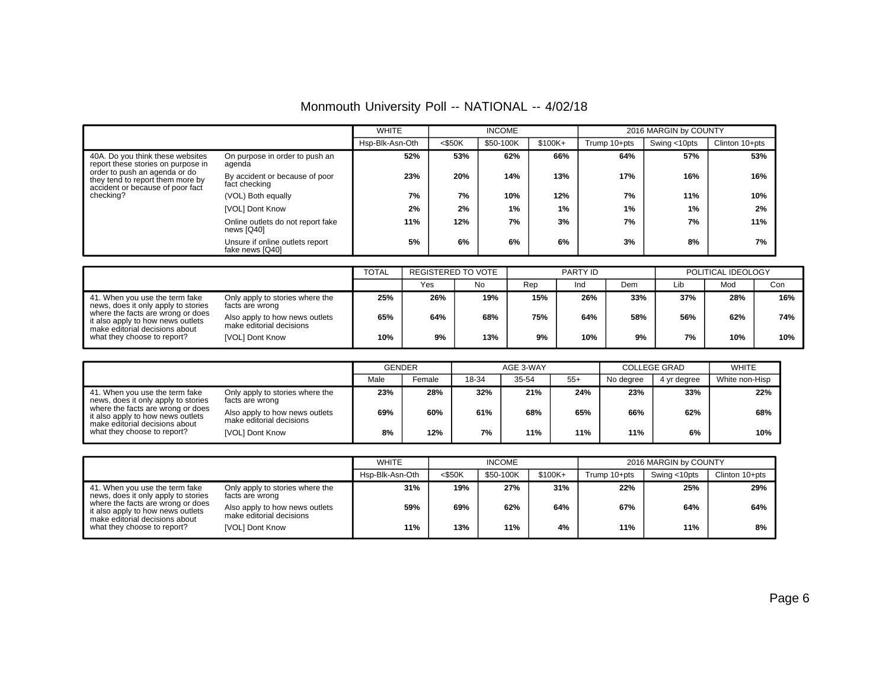# Monmouth University Poll -- NATIONAL -- 4/02/18

| | | WHITE | INCOME | | | 2016 MARGIN by COUNTY | | |
|---|---|---|---|---|---|---|---|---|
| | | Hsp-Blk-Asn-Oth | <$50K | $50-100K | $100K+ | Trump 10+pts | Swing <10pts | Clinton 10+pts |
| 40A. Do you think these websites report these stories on purpose in order to push an agenda or do they tend to report them more by accident or because of poor fact checking? | On purpose in order to push an agenda | 52% | 53% | 62% | 66% | 64% | 57% | 53% |
| | By accident or because of poor fact checking | 23% | 20% | 14% | 13% | 17% | 16% | 16% |
| | (VOL) Both equally | 7% | 7% | 10% | 12% | 7% | 11% | 10% |
| | [VOL] Dont Know | 2% | 2% | 1% | 1% | 1% | 1% | 2% |
| | Online outlets do not report fake news [Q40] | 11% | 12% | 7% | 3% | 7% | 7% | 11% |
| | Unsure if online outlets report fake news [Q40] | 5% | 6% | 6% | 6% | 3% | 8% | 7% |

| | | TOTAL | REGISTERED TO VOTE | | PARTY ID | | | POLITICAL IDEOLOGY | | |
|---|---|---|---|---|---|---|---|---|---|---|
| | | | Yes | No | Rep | Ind | Dem | Lib | Mod | Con |
| 41. When you use the term fake news, does it only apply to stories where the facts are wrong or does it also apply to how news outlets make editorial decisions about what they choose to report? | Only apply to stories where the facts are wrong | 25% | 26% | 19% | 15% | 26% | 33% | 37% | 28% | 16% |
| | Also apply to how news outlets make editorial decisions | 65% | 64% | 68% | 75% | 64% | 58% | 56% | 62% | 74% |
| | [VOL] Dont Know | 10% | 9% | 13% | 9% | 10% | 9% | 7% | 10% | 10% |

| | | GENDER | | AGE 3-WAY | | | COLLEGE GRAD | | WHITE |
|---|---|---|---|---|---|---|---|---|---|
| | | Male | Female | 18-34 | 35-54 | 55+ | No degree | 4 yr degree | White non-Hisp |
| 41. When you use the term fake news, does it only apply to stories where the facts are wrong or does it also apply to how news outlets make editorial decisions about what they choose to report? | Only apply to stories where the facts are wrong | 23% | 28% | 32% | 21% | 24% | 23% | 33% | 22% |
| | Also apply to how news outlets make editorial decisions | 69% | 60% | 61% | 68% | 65% | 66% | 62% | 68% |
| | [VOL] Dont Know | 8% | 12% | 7% | 11% | 11% | 11% | 6% | 10% |

| | | WHITE | INCOME | | | 2016 MARGIN by COUNTY | | |
|---|---|---|---|---|---|---|---|---|
| | | Hsp-Blk-Asn-Oth | <$50K | $50-100K | $100K+ | Trump 10+pts | Swing <10pts | Clinton 10+pts |
| 41. When you use the term fake news, does it only apply to stories where the facts are wrong or does it also apply to how news outlets make editorial decisions about what they choose to report? | Only apply to stories where the facts are wrong | 31% | 19% | 27% | 31% | 22% | 25% | 29% |
| | Also apply to how news outlets make editorial decisions | 59% | 69% | 62% | 64% | 67% | 64% | 64% |
| | [VOL] Dont Know | 11% | 13% | 11% | 4% | 11% | 11% | 8% |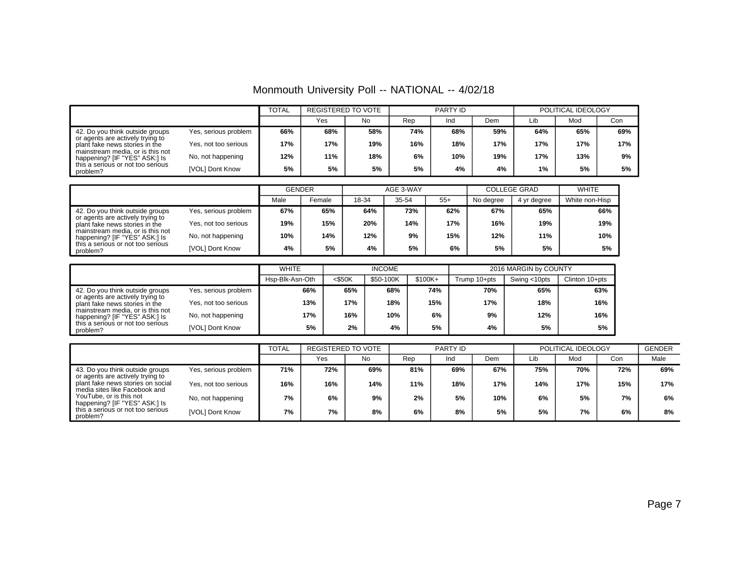# Monmouth University Poll -- NATIONAL -- 4/02/18

| | | TOTAL | REGISTERED TO VOTE | | PARTY ID | | | POLITICAL IDEOLOGY | | |
|---|---|---|---|---|---|---|---|---|---|---|
| | | | Yes | No | Rep | Ind | Dem | Lib | Mod | Con |
| 42. Do you think outside groups or agents are actively trying to plant fake news stories in the mainstream media, or is this not happening? [IF "YES" ASK:] Is this a serious or not too serious problem? | Yes, serious problem | **66%** | **68%** | **58%** | **74%** | **68%** | **59%** | **64%** | **65%** | **69%** |
| | Yes, not too serious | **17%** | **17%** | **19%** | **16%** | **18%** | **17%** | **17%** | **17%** | **17%** |
| | No, not happening | **12%** | **11%** | **18%** | **6%** | **10%** | **19%** | **17%** | **13%** | **9%** |
| | [VOL] Dont Know | **5%** | **5%** | **5%** | **5%** | **4%** | **4%** | **1%** | **5%** | **5%** |

| | | GENDER | | AGE 3-WAY | | | COLLEGE GRAD | | WHITE |
|---|---|---|---|---|---|---|---|---|---|
| | | Male | Female | 18-34 | 35-54 | 55+ | No degree | 4 yr degree | White non-Hisp |
| 42. Do you think outside groups or agents are actively trying to plant fake news stories in the mainstream media, or is this not happening? [IF "YES" ASK:] Is this a serious or not too serious problem? | Yes, serious problem | **67%** | **65%** | **64%** | **73%** | **62%** | **67%** | **65%** | **66%** |
| | Yes, not too serious | **19%** | **15%** | **20%** | **14%** | **17%** | **16%** | **19%** | **19%** |
| | No, not happening | **10%** | **14%** | **12%** | **9%** | **15%** | **12%** | **11%** | **10%** |
| | [VOL] Dont Know | **4%** | **5%** | **4%** | **5%** | **6%** | **5%** | **5%** | **5%** |

| | | WHITE | INCOME | | | 2016 MARGIN by COUNTY | | |
|---|---|---|---|---|---|---|---|---|
| | | Hsp-Blk-Asn-Oth | <$50K | $50-100K | $100K+ | Trump 10+pts | Swing <10pts | Clinton 10+pts |
| 42. Do you think outside groups or agents are actively trying to plant fake news stories in the mainstream media, or is this not happening? [IF "YES" ASK:] Is this a serious or not too serious problem? | Yes, serious problem | **66%** | **65%** | **68%** | **74%** | **70%** | **65%** | **63%** |
| | Yes, not too serious | **13%** | **17%** | **18%** | **15%** | **17%** | **18%** | **16%** |
| | No, not happening | **17%** | **16%** | **10%** | **6%** | **9%** | **12%** | **16%** |
| | [VOL] Dont Know | **5%** | **2%** | **4%** | **5%** | **4%** | **5%** | **5%** |

| | | TOTAL | REGISTERED TO VOTE | | PARTY ID | | | POLITICAL IDEOLOGY | | | GENDER |
|---|---|---|---|---|---|---|---|---|---|---|---|
| | | | Yes | No | Rep | Ind | Dem | Lib | Mod | Con | Male |
| 43. Do you think outside groups or agents are actively trying to plant fake news stories on social media sites like Facebook and YouTube, or is this not happening? [IF "YES" ASK:] Is this a serious or not too serious problem? | Yes, serious problem | **71%** | **72%** | **69%** | **81%** | **69%** | **67%** | **75%** | **70%** | **72%** | **69%** |
| | Yes, not too serious | **16%** | **16%** | **14%** | **11%** | **18%** | **17%** | **14%** | **17%** | **15%** | **17%** |
| | No, not happening | **7%** | **6%** | **9%** | **2%** | **5%** | **10%** | **6%** | **5%** | **7%** | **6%** |
| | [VOL] Dont Know | **7%** | **7%** | **8%** | **6%** | **8%** | **5%** | **5%** | **7%** | **6%** | **8%** |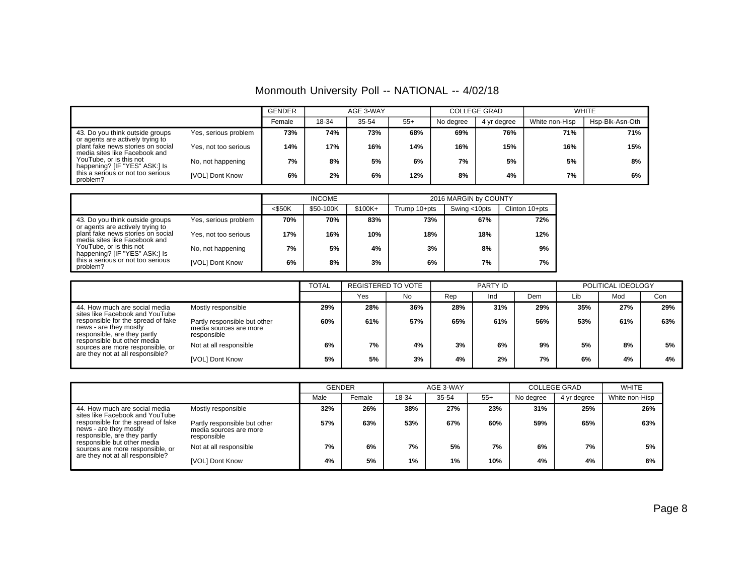# Monmouth University Poll -- NATIONAL -- 4/02/18

| | | GENDER | AGE 3-WAY | | | COLLEGE GRAD | | WHITE | |
|---|---|---|---|---|---|---|---|---|---|
| | | Female | 18-34 | 35-54 | 55+ | No degree | 4 yr degree | White non-Hisp | Hsp-Blk-Asn-Oth |
| 43. Do you think outside groups or agents are actively trying to plant fake news stories on social media sites like Facebook and YouTube, or is this not happening? [IF "YES" ASK:] Is this a serious or not too serious problem? | Yes, serious problem | 73% | 74% | 73% | 68% | 69% | 76% | 71% | 71% |
| | Yes, not too serious | 14% | 17% | 16% | 14% | 16% | 15% | 16% | 15% |
| | No, not happening | 7% | 8% | 5% | 6% | 7% | 5% | 5% | 8% |
| | [VOL] Dont Know | 6% | 2% | 6% | 12% | 8% | 4% | 7% | 6% |

| | | INCOME | | | 2016 MARGIN by COUNTY | | |
|---|---|---|---|---|---|---|---|
| | | <$50K | $50-100K | $100K+ | Trump 10+pts | Swing <10pts | Clinton 10+pts |
| 43. Do you think outside groups or agents are actively trying to plant fake news stories on social media sites like Facebook and YouTube, or is this not happening? [IF "YES" ASK:] Is this a serious or not too serious problem? | Yes, serious problem | 70% | 70% | 83% | 73% | 67% | 72% |
| | Yes, not too serious | 17% | 16% | 10% | 18% | 18% | 12% |
| | No, not happening | 7% | 5% | 4% | 3% | 8% | 9% |
| | [VOL] Dont Know | 6% | 8% | 3% | 6% | 7% | 7% |

| | | TOTAL | REGISTERED TO VOTE | | PARTY ID | | | POLITICAL IDEOLOGY | | |
|---|---|---|---|---|---|---|---|---|---|---|
| | | | Yes | No | Rep | Ind | Dem | Lib | Mod | Con |
| 44. How much are social media sites like Facebook and YouTube responsible for the spread of fake news - are they mostly responsible, are they partly responsible but other media sources are more responsible, or are they not at all responsible? | Mostly responsible | 29% | 28% | 36% | 28% | 31% | 29% | 35% | 27% | 29% |
| | Partly responsible but other media sources are more responsible | 60% | 61% | 57% | 65% | 61% | 56% | 53% | 61% | 63% |
| | Not at all responsible | 6% | 7% | 4% | 3% | 6% | 9% | 5% | 8% | 5% |
| | [VOL] Dont Know | 5% | 5% | 3% | 4% | 2% | 7% | 6% | 4% | 4% |

| | | GENDER | | AGE 3-WAY | | | COLLEGE GRAD | | WHITE |
|---|---|---|---|---|---|---|---|---|---|
| | | Male | Female | 18-34 | 35-54 | 55+ | No degree | 4 yr degree | White non-Hisp |
| 44. How much are social media sites like Facebook and YouTube responsible for the spread of fake news - are they mostly responsible, are they partly responsible but other media sources are more responsible, or are they not at all responsible? | Mostly responsible | 32% | 26% | 38% | 27% | 23% | 31% | 25% | 26% |
| | Partly responsible but other media sources are more responsible | 57% | 63% | 53% | 67% | 60% | 59% | 65% | 63% |
| | Not at all responsible | 7% | 6% | 7% | 5% | 7% | 6% | 7% | 5% |
| | [VOL] Dont Know | 4% | 5% | 1% | 1% | 10% | 4% | 4% | 6% |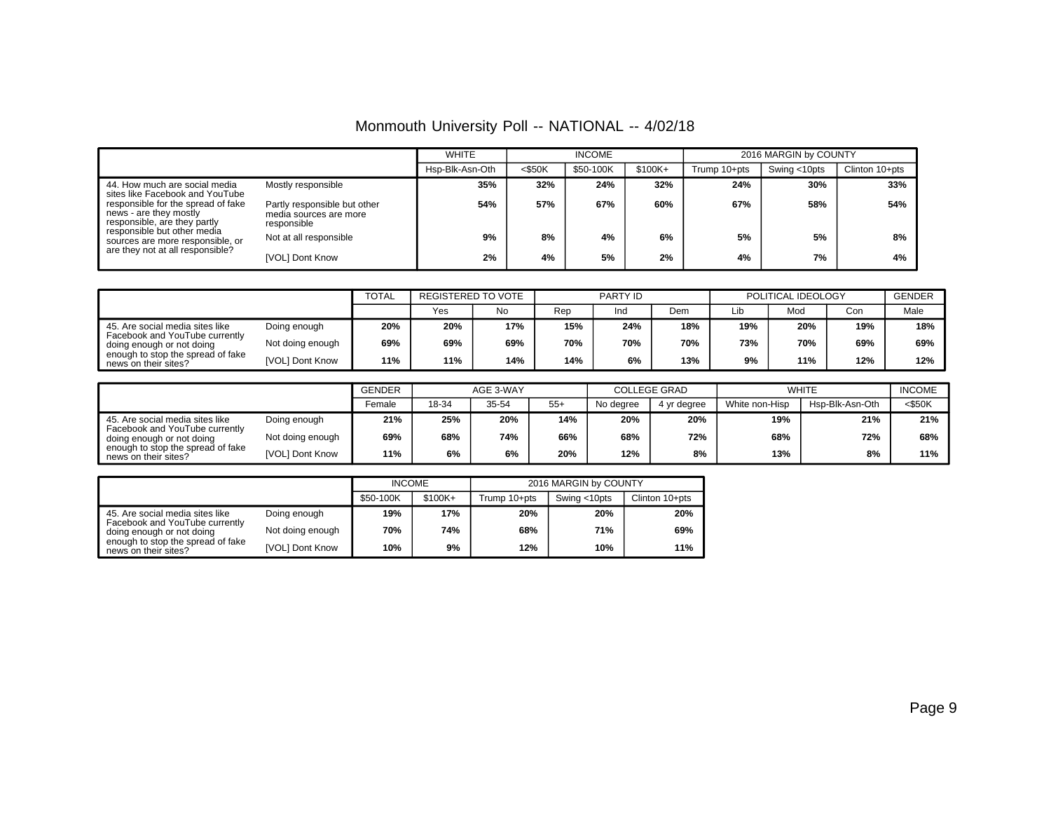# Monmouth University Poll -- NATIONAL -- 4/02/18

| | | WHITE | INCOME | | | 2016 MARGIN by COUNTY | | |
|---|---|---|---|---|---|---|---|---|
| | | Hsp-Blk-Asn-Oth | <$50K | $50-100K | $100K+ | Trump 10+pts | Swing <10pts | Clinton 10+pts |
| 44. How much are social media sites like Facebook and YouTube responsible for the spread of fake news - are they mostly responsible, are they partly responsible but other media sources are more responsible, or are they not at all responsible? | Mostly responsible | 35% | 32% | 24% | 32% | 24% | 30% | 33% |
| | Partly responsible but other media sources are more responsible | 54% | 57% | 67% | 60% | 67% | 58% | 54% |
| | Not at all responsible | 9% | 8% | 4% | 6% | 5% | 5% | 8% |
| | [VOL] Dont Know | 2% | 4% | 5% | 2% | 4% | 7% | 4% |

| | | TOTAL | REGISTERED TO VOTE | | PARTY ID | | | POLITICAL IDEOLOGY | | | GENDER |
|---|---|---|---|---|---|---|---|---|---|---|---|
| | | | Yes | No | Rep | Ind | Dem | Lib | Mod | Con | Male |
| 45. Are social media sites like Facebook and YouTube currently doing enough or not doing enough to stop the spread of fake news on their sites? | Doing enough | 20% | 20% | 17% | 15% | 24% | 18% | 19% | 20% | 19% | 18% |
| | Not doing enough | 69% | 69% | 69% | 70% | 70% | 70% | 73% | 70% | 69% | 69% |
| | [VOL] Dont Know | 11% | 11% | 14% | 14% | 6% | 13% | 9% | 11% | 12% | 12% |

| | | GENDER | AGE 3-WAY | | | COLLEGE GRAD | | WHITE | | INCOME |
|---|---|---|---|---|---|---|---|---|---|---|
| | | Female | 18-34 | 35-54 | 55+ | No degree | 4 yr degree | White non-Hisp | Hsp-Blk-Asn-Oth | <$50K |
| 45. Are social media sites like Facebook and YouTube currently doing enough or not doing enough to stop the spread of fake news on their sites? | Doing enough | 21% | 25% | 20% | 14% | 20% | 20% | 19% | 21% | 21% |
| | Not doing enough | 69% | 68% | 74% | 66% | 68% | 72% | 68% | 72% | 68% |
| | [VOL] Dont Know | 11% | 6% | 6% | 20% | 12% | 8% | 13% | 8% | 11% |

| | | INCOME | | 2016 MARGIN by COUNTY | | |
|---|---|---|---|---|---|---|
| | | $50-100K | $100K+ | Trump 10+pts | Swing <10pts | Clinton 10+pts |
| 45. Are social media sites like Facebook and YouTube currently doing enough or not doing enough to stop the spread of fake news on their sites? | Doing enough | 19% | 17% | 20% | 20% | 20% |
| | Not doing enough | 70% | 74% | 68% | 71% | 69% |
| | [VOL] Dont Know | 10% | 9% | 12% | 10% | 11% |